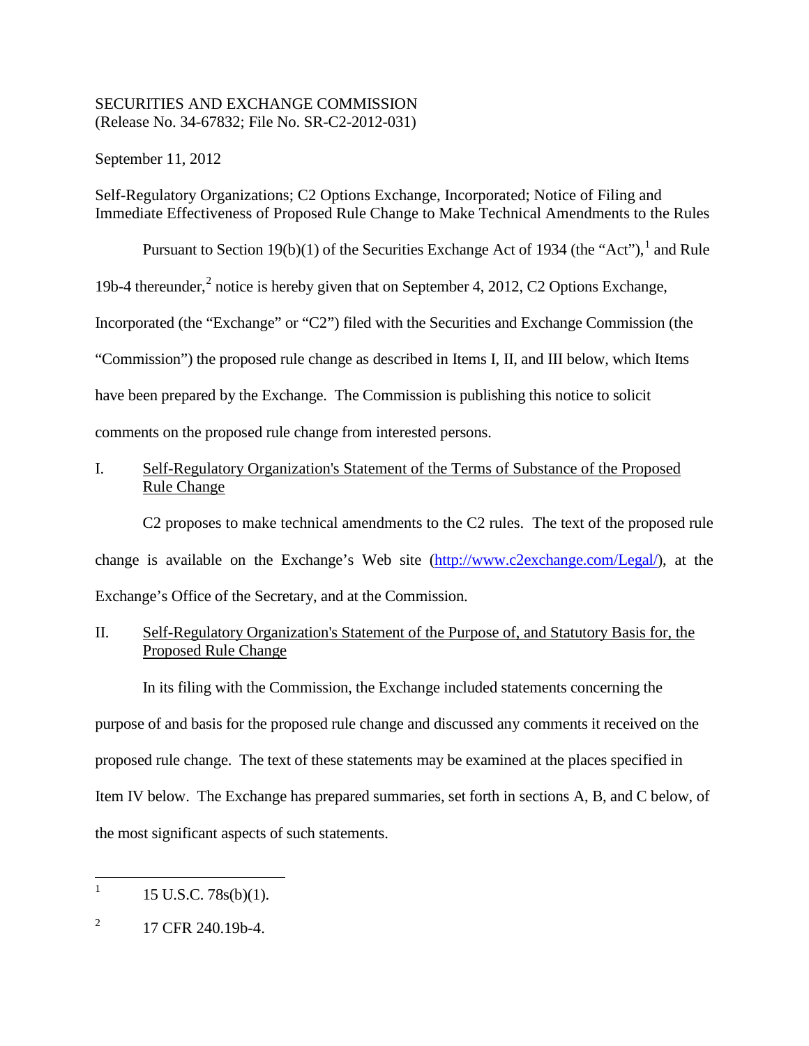SECURITIES AND EXCHANGE COMMISSION
(Release No. 34-67832; File No. SR-C2-2012-031)

September 11, 2012

Self-Regulatory Organizations; C2 Options Exchange, Incorporated; Notice of Filing and Immediate Effectiveness of Proposed Rule Change to Make Technical Amendments to the Rules

Pursuant to Section 19(b)(1) of the Securities Exchange Act of 1934 (the "Act"),[1] and Rule 19b-4 thereunder,[2] notice is hereby given that on September 4, 2012, C2 Options Exchange, Incorporated (the "Exchange" or "C2") filed with the Securities and Exchange Commission (the "Commission") the proposed rule change as described in Items I, II, and III below, which Items have been prepared by the Exchange. The Commission is publishing this notice to solicit comments on the proposed rule change from interested persons.

I. Self-Regulatory Organization's Statement of the Terms of Substance of the Proposed Rule Change

C2 proposes to make technical amendments to the C2 rules. The text of the proposed rule change is available on the Exchange's Web site (http://www.c2exchange.com/Legal/), at the Exchange's Office of the Secretary, and at the Commission.

II. Self-Regulatory Organization's Statement of the Purpose of, and Statutory Basis for, the Proposed Rule Change

In its filing with the Commission, the Exchange included statements concerning the purpose of and basis for the proposed rule change and discussed any comments it received on the proposed rule change. The text of these statements may be examined at the places specified in Item IV below. The Exchange has prepared summaries, set forth in sections A, B, and C below, of the most significant aspects of such statements.

---

[1] 15 U.S.C. 78s(b)(1).

[2] 17 CFR 240.19b-4.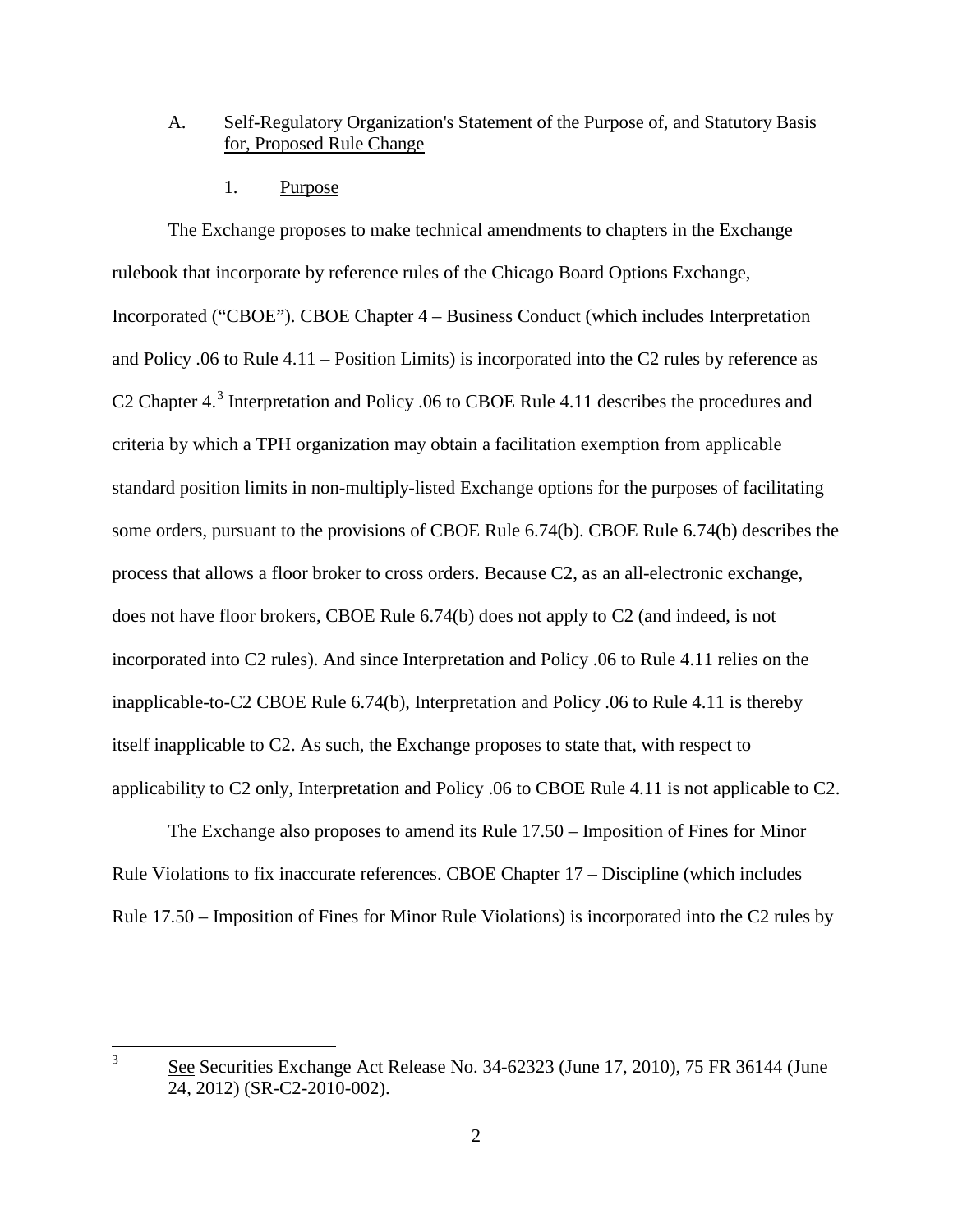A. Self-Regulatory Organization's Statement of the Purpose of, and Statutory Basis for, Proposed Rule Change

1. Purpose

The Exchange proposes to make technical amendments to chapters in the Exchange rulebook that incorporate by reference rules of the Chicago Board Options Exchange, Incorporated ("CBOE"). CBOE Chapter 4 – Business Conduct (which includes Interpretation and Policy .06 to Rule 4.11 – Position Limits) is incorporated into the C2 rules by reference as C2 Chapter 4.[3] Interpretation and Policy .06 to CBOE Rule 4.11 describes the procedures and criteria by which a TPH organization may obtain a facilitation exemption from applicable standard position limits in non-multiply-listed Exchange options for the purposes of facilitating some orders, pursuant to the provisions of CBOE Rule 6.74(b). CBOE Rule 6.74(b) describes the process that allows a floor broker to cross orders. Because C2, as an all-electronic exchange, does not have floor brokers, CBOE Rule 6.74(b) does not apply to C2 (and indeed, is not incorporated into C2 rules). And since Interpretation and Policy .06 to Rule 4.11 relies on the inapplicable-to-C2 CBOE Rule 6.74(b), Interpretation and Policy .06 to Rule 4.11 is thereby itself inapplicable to C2. As such, the Exchange proposes to state that, with respect to applicability to C2 only, Interpretation and Policy .06 to CBOE Rule 4.11 is not applicable to C2.

The Exchange also proposes to amend its Rule 17.50 – Imposition of Fines for Minor Rule Violations to fix inaccurate references. CBOE Chapter 17 – Discipline (which includes Rule 17.50 – Imposition of Fines for Minor Rule Violations) is incorporated into the C2 rules by

---

[3] See Securities Exchange Act Release No. 34-62323 (June 17, 2010), 75 FR 36144 (June 24, 2012) (SR-C2-2010-002).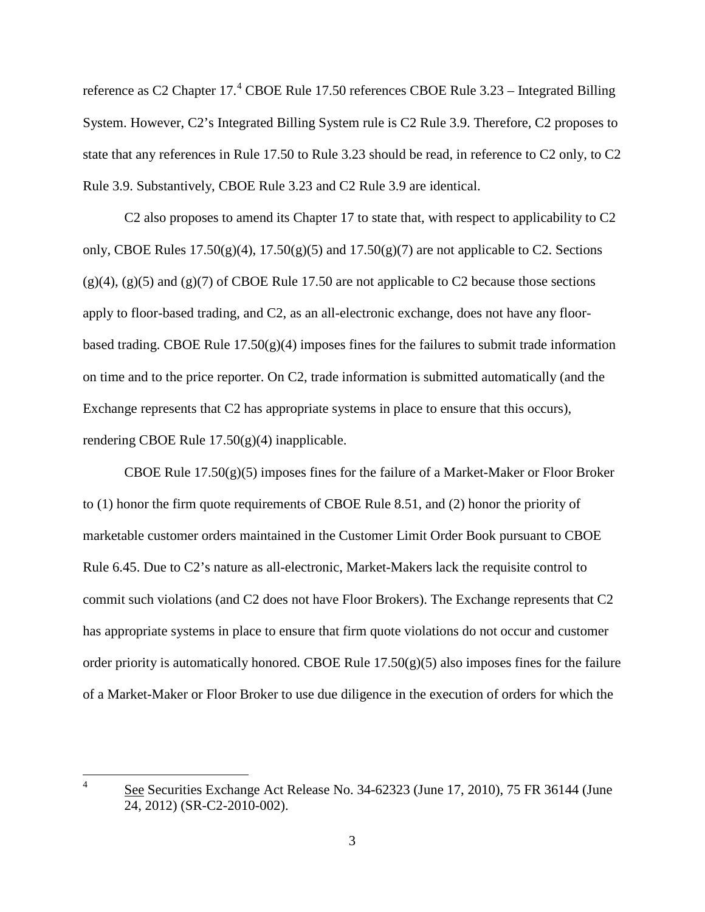reference as C2 Chapter 17.[4] CBOE Rule 17.50 references CBOE Rule 3.23 – Integrated Billing System. However, C2's Integrated Billing System rule is C2 Rule 3.9. Therefore, C2 proposes to state that any references in Rule 17.50 to Rule 3.23 should be read, in reference to C2 only, to C2 Rule 3.9. Substantively, CBOE Rule 3.23 and C2 Rule 3.9 are identical.

C2 also proposes to amend its Chapter 17 to state that, with respect to applicability to C2 only, CBOE Rules 17.50(g)(4), 17.50(g)(5) and 17.50(g)(7) are not applicable to C2. Sections (g)(4), (g)(5) and (g)(7) of CBOE Rule 17.50 are not applicable to C2 because those sections apply to floor-based trading, and C2, as an all-electronic exchange, does not have any floor-based trading. CBOE Rule 17.50(g)(4) imposes fines for the failures to submit trade information on time and to the price reporter. On C2, trade information is submitted automatically (and the Exchange represents that C2 has appropriate systems in place to ensure that this occurs), rendering CBOE Rule 17.50(g)(4) inapplicable.

CBOE Rule 17.50(g)(5) imposes fines for the failure of a Market-Maker or Floor Broker to (1) honor the firm quote requirements of CBOE Rule 8.51, and (2) honor the priority of marketable customer orders maintained in the Customer Limit Order Book pursuant to CBOE Rule 6.45. Due to C2's nature as all-electronic, Market-Makers lack the requisite control to commit such violations (and C2 does not have Floor Brokers). The Exchange represents that C2 has appropriate systems in place to ensure that firm quote violations do not occur and customer order priority is automatically honored. CBOE Rule 17.50(g)(5) also imposes fines for the failure of a Market-Maker or Floor Broker to use due diligence in the execution of orders for which the

---

[4] See Securities Exchange Act Release No. 34-62323 (June 17, 2010), 75 FR 36144 (June 24, 2012) (SR-C2-2010-002).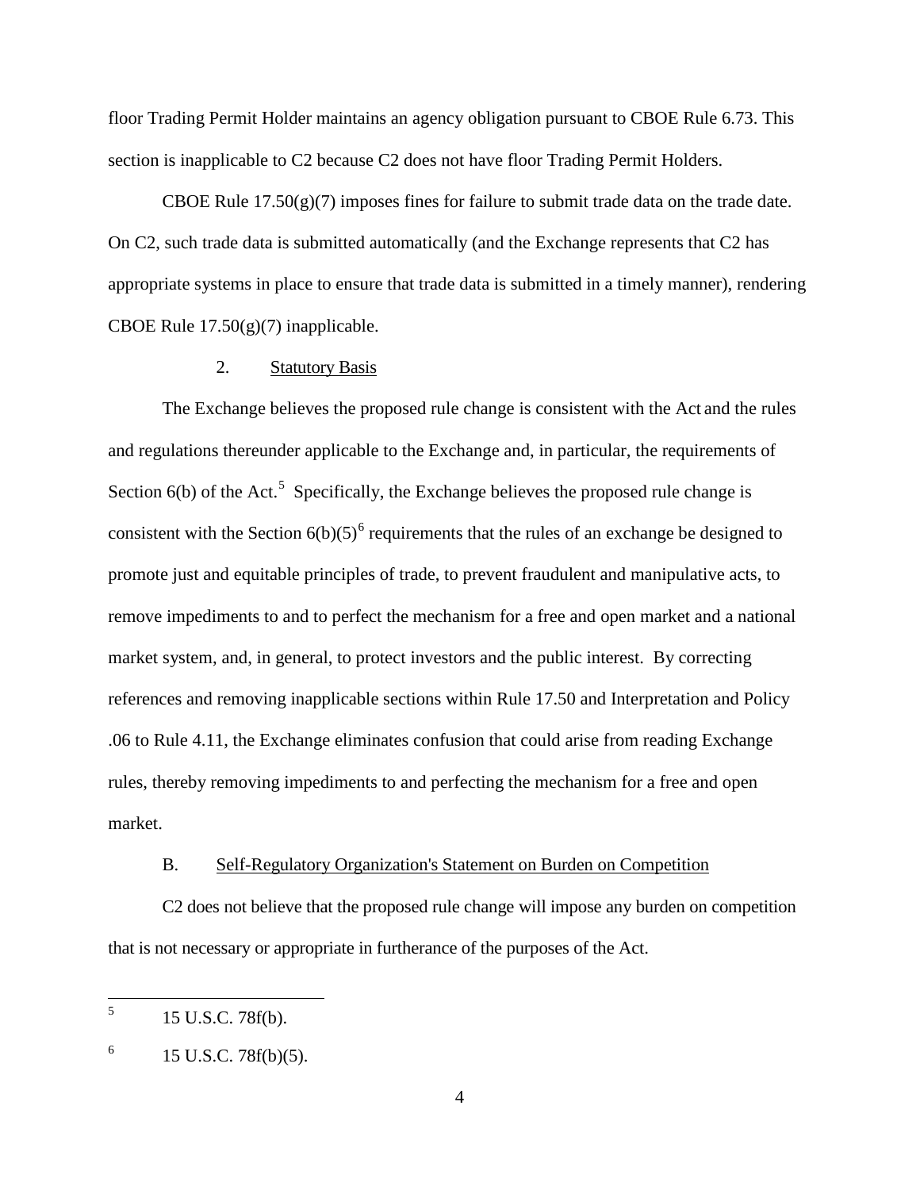floor Trading Permit Holder maintains an agency obligation pursuant to CBOE Rule 6.73. This section is inapplicable to C2 because C2 does not have floor Trading Permit Holders.

CBOE Rule 17.50(g)(7) imposes fines for failure to submit trade data on the trade date. On C2, such trade data is submitted automatically (and the Exchange represents that C2 has appropriate systems in place to ensure that trade data is submitted in a timely manner), rendering CBOE Rule 17.50(g)(7) inapplicable.

2. Statutory Basis

The Exchange believes the proposed rule change is consistent with the Act and the rules and regulations thereunder applicable to the Exchange and, in particular, the requirements of Section 6(b) of the Act.[5] Specifically, the Exchange believes the proposed rule change is consistent with the Section 6(b)(5)[6] requirements that the rules of an exchange be designed to promote just and equitable principles of trade, to prevent fraudulent and manipulative acts, to remove impediments to and to perfect the mechanism for a free and open market and a national market system, and, in general, to protect investors and the public interest. By correcting references and removing inapplicable sections within Rule 17.50 and Interpretation and Policy .06 to Rule 4.11, the Exchange eliminates confusion that could arise from reading Exchange rules, thereby removing impediments to and perfecting the mechanism for a free and open market.

B. Self-Regulatory Organization's Statement on Burden on Competition

C2 does not believe that the proposed rule change will impose any burden on competition that is not necessary or appropriate in furtherance of the purposes of the Act.

[5] 15 U.S.C. 78f(b).

[6] 15 U.S.C. 78f(b)(5).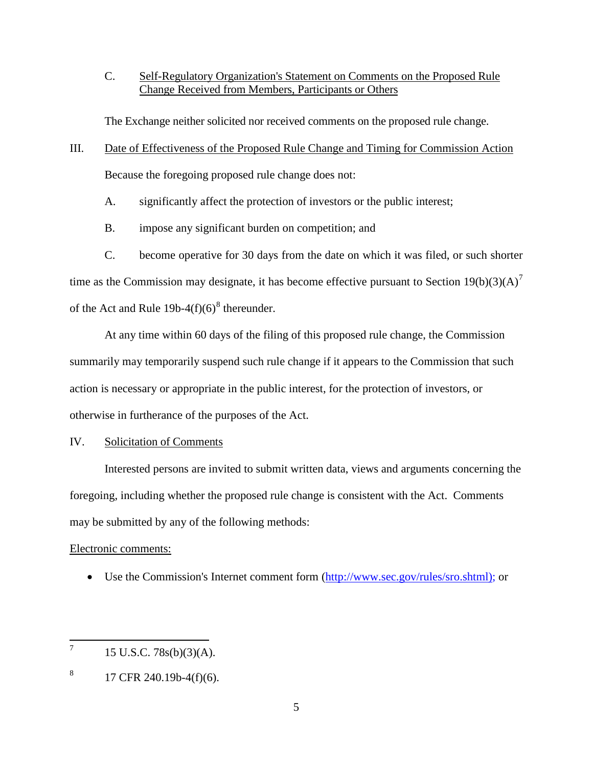C. Self-Regulatory Organization's Statement on Comments on the Proposed Rule Change Received from Members, Participants or Others

The Exchange neither solicited nor received comments on the proposed rule change.

III. Date of Effectiveness of the Proposed Rule Change and Timing for Commission Action

Because the foregoing proposed rule change does not:

A. significantly affect the protection of investors or the public interest;

B. impose any significant burden on competition; and

C. become operative for 30 days from the date on which it was filed, or such shorter time as the Commission may designate, it has become effective pursuant to Section 19(b)(3)(A)[7] of the Act and Rule 19b-4(f)(6)[8] thereunder.

At any time within 60 days of the filing of this proposed rule change, the Commission summarily may temporarily suspend such rule change if it appears to the Commission that such action is necessary or appropriate in the public interest, for the protection of investors, or otherwise in furtherance of the purposes of the Act.

IV. Solicitation of Comments

Interested persons are invited to submit written data, views and arguments concerning the foregoing, including whether the proposed rule change is consistent with the Act. Comments may be submitted by any of the following methods:

Electronic comments:

- Use the Commission's Internet comment form (http://www.sec.gov/rules/sro.shtml); or

---

[7] 15 U.S.C. 78s(b)(3)(A).

[8] 17 CFR 240.19b-4(f)(6).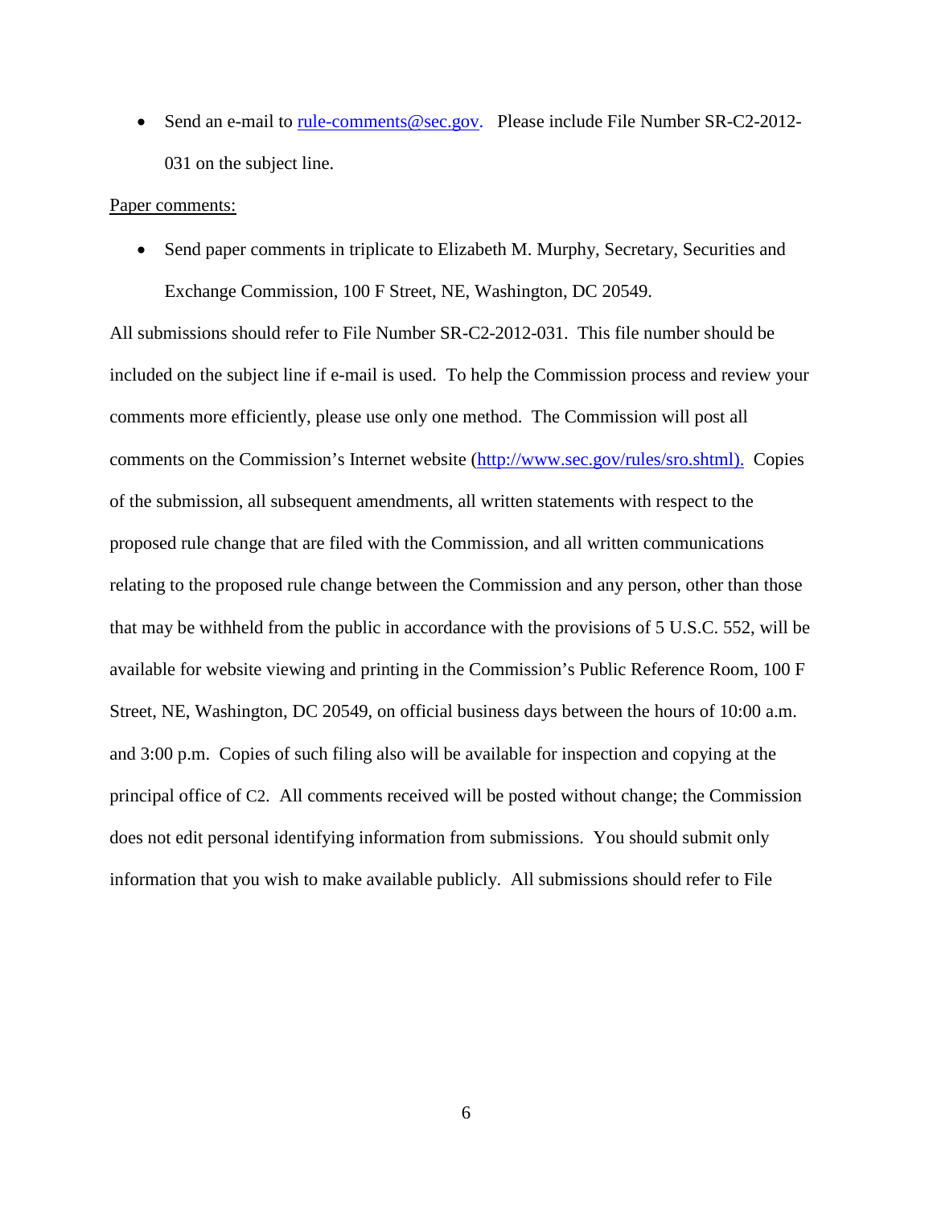- Send an e-mail to rule-comments@sec.gov. Please include File Number SR-C2-2012-031 on the subject line.

Paper comments:

- Send paper comments in triplicate to Elizabeth M. Murphy, Secretary, Securities and Exchange Commission, 100 F Street, NE, Washington, DC 20549.

All submissions should refer to File Number SR-C2-2012-031. This file number should be included on the subject line if e-mail is used. To help the Commission process and review your comments more efficiently, please use only one method. The Commission will post all comments on the Commission's Internet website (http://www.sec.gov/rules/sro.shtml). Copies of the submission, all subsequent amendments, all written statements with respect to the proposed rule change that are filed with the Commission, and all written communications relating to the proposed rule change between the Commission and any person, other than those that may be withheld from the public in accordance with the provisions of 5 U.S.C. 552, will be available for website viewing and printing in the Commission's Public Reference Room, 100 F Street, NE, Washington, DC 20549, on official business days between the hours of 10:00 a.m. and 3:00 p.m. Copies of such filing also will be available for inspection and copying at the principal office of C2. All comments received will be posted without change; the Commission does not edit personal identifying information from submissions. You should submit only information that you wish to make available publicly. All submissions should refer to File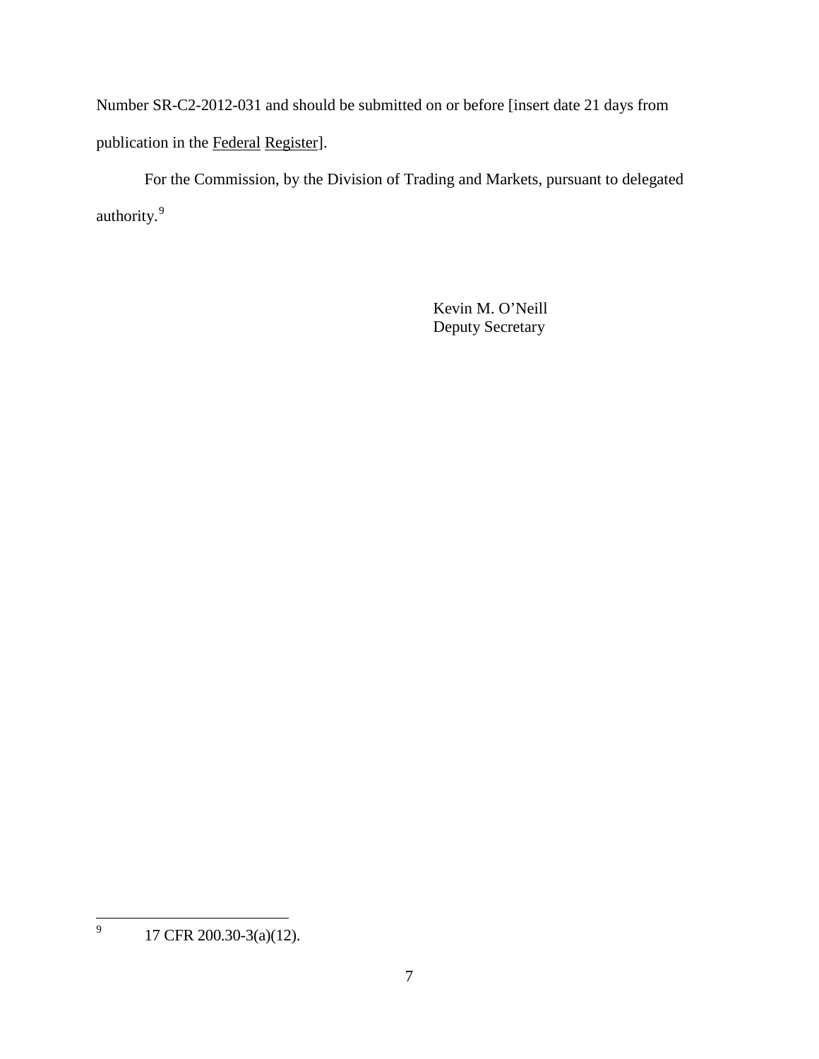Number SR-C2-2012-031 and should be submitted on or before [insert date 21 days from publication in the Federal Register].

For the Commission, by the Division of Trading and Markets, pursuant to delegated authority.[9]

Kevin M. O'Neill
Deputy Secretary

---

[9] 17 CFR 200.30-3(a)(12).